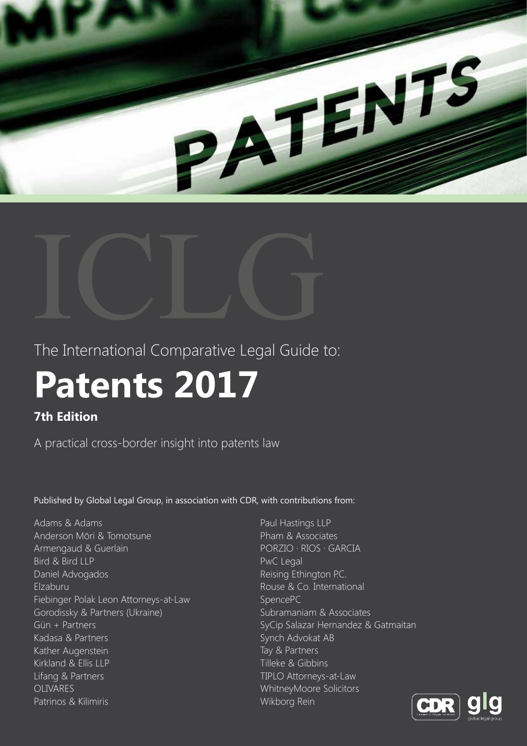ICLG

The International Comparative Legal Guide to:

# Patents 2017

### 7th Edition

A practical cross-border insight into patents law

Published by Global Legal Group, in association with CDR, with contributions from:

Adams & Adams
Anderson Mōri & Tomotsune
Armengaud & Guerlain
Bird & Bird LLP
Daniel Advogados
Elzaburu
Fiebinger Polak Leon Attorneys-at-Law
Gorodissky & Partners (Ukraine)
Gün + Partners
Kadasa & Partners
Kather Augenstein
Kirkland & Ellis LLP
Lifang & Partners
OLIVARES
Patrinos & Kilimiris
Paul Hastings LLP
Pham & Associates
PORZIO · RIOS · GARCIA
PwC Legal
Reising Ethington P.C.
Rouse & Co. International
SpencePC
Subramaniam & Associates
SyCip Salazar Hernandez & Gatmaitan
Synch Advokat AB
Tay & Partners
Tilleke & Gibbins
TIPLO Attorneys-at-Law
WhitneyMoore Solicitors
Wikborg Rein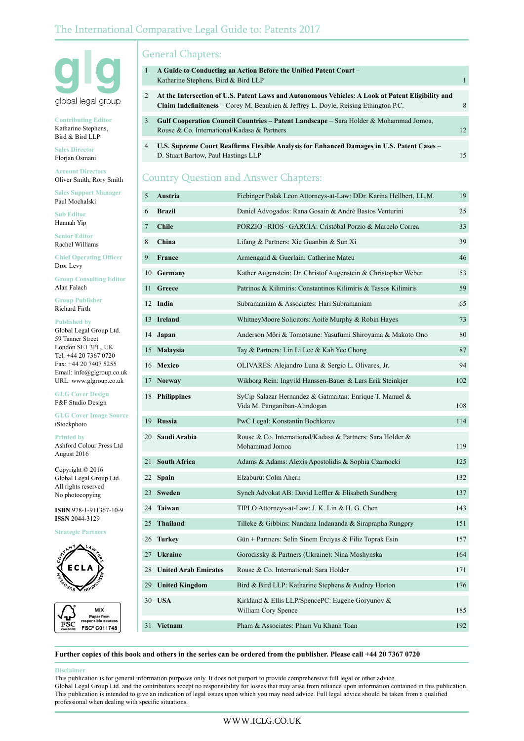# The International Comparative Legal Guide to: Patents 2017

glg
global legal group

**Contributing Editor**
Katharine Stephens, Bird & Bird LLP

**Sales Director**
Florjan Osmani

**Account Directors**
Oliver Smith, Rory Smith

**Sales Support Manager**
Paul Mochalski

**Sub Editor**
Hannah Yip

**Senior Editor**
Rachel Williams

**Chief Operating Officer**
Dror Levy

**Group Consulting Editor**
Alan Falach

**Group Publisher**
Richard Firth

**Published by**
Global Legal Group Ltd.
59 Tanner Street
London SE1 3PL, UK
Tel: +44 20 7367 0720
Fax: +44 20 7407 5255
Email: info@glgroup.co.uk
URL: www.glgroup.co.uk

**GLG Cover Design**
F&F Studio Design

**GLG Cover Image Source**
iStockphoto

**Printed by**
Ashford Colour Press Ltd
August 2016

Copyright © 2016
Global Legal Group Ltd.
All rights reserved
No photocopying

**ISBN** 978-1-911367-10-9
**ISSN** 2044-3129

**Strategic Partners**

ECLA – European Company Lawyers Association

MIX Paper from responsible sources FSC® C011748

## General Chapters:

| | | |
|---|---|---|
| 1 | **A Guide to Conducting an Action Before the Unified Patent Court** – Katharine Stephens, Bird & Bird LLP | 1 |
| 2 | **At the Intersection of U.S. Patent Laws and Autonomous Vehicles: A Look at Patent Eligibility and Claim Indefiniteness** – Corey M. Beaubien & Jeffrey L. Doyle, Reising Ethington P.C. | 8 |
| 3 | **Gulf Cooperation Council Countries – Patent Landscape** – Sara Holder & Mohammad Jomoa, Rouse & Co. International/Kadasa & Partners | 12 |
| 4 | **U.S. Supreme Court Reaffirms Flexible Analysis for Enhanced Damages in U.S. Patent Cases** – D. Stuart Bartow, Paul Hastings LLP | 15 |

## Country Question and Answer Chapters:

| | | | |
|---|---|---|---|
| 5 | **Austria** | Fiebinger Polak Leon Attorneys-at-Law: DDr. Karina Hellbert, LL.M. | 19 |
| 6 | **Brazil** | Daniel Advogados: Rana Gosain & André Bastos Venturini | 25 |
| 7 | **Chile** | PORZIO · RIOS · GARCIA: Cristóbal Porzio & Marcelo Correa | 33 |
| 8 | **China** | Lifang & Partners: Xie Guanbin & Sun Xi | 39 |
| 9 | **France** | Armengaud & Guerlain: Catherine Mateu | 46 |
| 10 | **Germany** | Kather Augenstein: Dr. Christof Augenstein & Christopher Weber | 53 |
| 11 | **Greece** | Patrinos & Kilimiris: Constantinos Kilimiris & Tassos Kilimiris | 59 |
| 12 | **India** | Subramaniam & Associates: Hari Subramaniam | 65 |
| 13 | **Ireland** | WhitneyMoore Solicitors: Aoife Murphy & Robin Hayes | 73 |
| 14 | **Japan** | Anderson Mōri & Tomotsune: Yasufumi Shiroyama & Makoto Ono | 80 |
| 15 | **Malaysia** | Tay & Partners: Lin Li Lee & Kah Yee Chong | 87 |
| 16 | **Mexico** | OLIVARES: Alejandro Luna & Sergio L. Olivares, Jr. | 94 |
| 17 | **Norway** | Wikborg Rein: Ingvild Hanssen-Bauer & Lars Erik Steinkjer | 102 |
| 18 | **Philippines** | SyCip Salazar Hernandez & Gatmaitan: Enrique T. Manuel & Vida M. Panganiban-Alindogan | 108 |
| 19 | **Russia** | PwC Legal: Konstantin Bochkarev | 114 |
| 20 | **Saudi Arabia** | Rouse & Co. International/Kadasa & Partners: Sara Holder & Mohammad Jomoa | 119 |
| 21 | **South Africa** | Adams & Adams: Alexis Apostolidis & Sophia Czarnocki | 125 |
| 22 | **Spain** | Elzaburu: Colm Ahern | 132 |
| 23 | **Sweden** | Synch Advokat AB: David Leffler & Elisabeth Sundberg | 137 |
| 24 | **Taiwan** | TIPLO Attorneys-at-Law: J. K. Lin & H. G. Chen | 143 |
| 25 | **Thailand** | Tilleke & Gibbins: Nandana Indananda & Siraprapha Rungpry | 151 |
| 26 | **Turkey** | Gün + Partners: Selin Sinem Erciyas & Filiz Toprak Esin | 157 |
| 27 | **Ukraine** | Gorodissky & Partners (Ukraine): Nina Moshynska | 164 |
| 28 | **United Arab Emirates** | Rouse & Co. International: Sara Holder | 171 |
| 29 | **United Kingdom** | Bird & Bird LLP: Katharine Stephens & Audrey Horton | 176 |
| 30 | **USA** | Kirkland & Ellis LLP/SpencePC: Eugene Goryunov & William Cory Spence | 185 |
| 31 | **Vietnam** | Pham & Associates: Pham Vu Khanh Toan | 192 |

**Further copies of this book and others in the series can be ordered from the publisher. Please call +44 20 7367 0720**

**Disclaimer**
This publication is for general information purposes only. It does not purport to provide comprehensive full legal or other advice.
Global Legal Group Ltd. and the contributors accept no responsibility for losses that may arise from reliance upon information contained in this publication.
This publication is intended to give an indication of legal issues upon which you may need advice. Full legal advice should be taken from a qualified professional when dealing with specific situations.

WWW.ICLG.CO.UK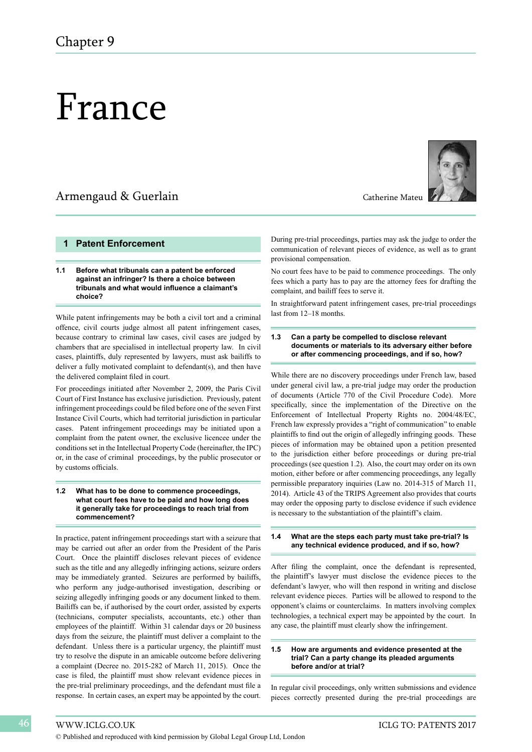Chapter 9

# France

## Armengaud & Guerlain

Catherine Mateu

## 1 Patent Enforcement

### 1.1 Before what tribunals can a patent be enforced against an infringer? Is there a choice between tribunals and what would influence a claimant's choice?

While patent infringements may be both a civil tort and a criminal offence, civil courts judge almost all patent infringement cases, because contrary to criminal law cases, civil cases are judged by chambers that are specialised in intellectual property law. In civil cases, plaintiffs, duly represented by lawyers, must ask bailiffs to deliver a fully motivated complaint to defendant(s), and then have the delivered complaint filed in court.

For proceedings initiated after November 2, 2009, the Paris Civil Court of First Instance has exclusive jurisdiction. Previously, patent infringement proceedings could be filed before one of the seven First Instance Civil Courts, which had territorial jurisdiction in particular cases. Patent infringement proceedings may be initiated upon a complaint from the patent owner, the exclusive licencee under the conditions set in the Intellectual Property Code (hereinafter, the IPC) or, in the case of criminal proceedings, by the public prosecutor or by customs officials.

### 1.2 What has to be done to commence proceedings, what court fees have to be paid and how long does it generally take for proceedings to reach trial from commencement?

In practice, patent infringement proceedings start with a seizure that may be carried out after an order from the President of the Paris Court. Once the plaintiff discloses relevant pieces of evidence such as the title and any allegedly infringing actions, seizure orders may be immediately granted. Seizures are performed by bailiffs, who perform any judge-authorised investigation, describing or seizing allegedly infringing goods or any document linked to them. Bailiffs can be, if authorised by the court order, assisted by experts (technicians, computer specialists, accountants, etc.) other than employees of the plaintiff. Within 31 calendar days or 20 business days from the seizure, the plaintiff must deliver a complaint to the defendant. Unless there is a particular urgency, the plaintiff must try to resolve the dispute in an amicable outcome before delivering a complaint (Decree no. 2015-282 of March 11, 2015). Once the case is filed, the plaintiff must show relevant evidence pieces in the pre-trial preliminary proceedings, and the defendant must file a response. In certain cases, an expert may be appointed by the court.

During pre-trial proceedings, parties may ask the judge to order the communication of relevant pieces of evidence, as well as to grant provisional compensation.

No court fees have to be paid to commence proceedings. The only fees which a party has to pay are the attorney fees for drafting the complaint, and bailiff fees to serve it.

In straightforward patent infringement cases, pre-trial proceedings last from 12–18 months.

### 1.3 Can a party be compelled to disclose relevant documents or materials to its adversary either before or after commencing proceedings, and if so, how?

While there are no discovery proceedings under French law, based under general civil law, a pre-trial judge may order the production of documents (Article 770 of the Civil Procedure Code). More specifically, since the implementation of the Directive on the Enforcement of Intellectual Property Rights no. 2004/48/EC, French law expressly provides a "right of communication" to enable plaintiffs to find out the origin of allegedly infringing goods. These pieces of information may be obtained upon a petition presented to the jurisdiction either before proceedings or during pre-trial proceedings (see question 1.2). Also, the court may order on its own motion, either before or after commencing proceedings, any legally permissible preparatory inquiries (Law no. 2014-315 of March 11, 2014). Article 43 of the TRIPS Agreement also provides that courts may order the opposing party to disclose evidence if such evidence is necessary to the substantiation of the plaintiff's claim.

### 1.4 What are the steps each party must take pre-trial? Is any technical evidence produced, and if so, how?

After filing the complaint, once the defendant is represented, the plaintiff's lawyer must disclose the evidence pieces to the defendant's lawyer, who will then respond in writing and disclose relevant evidence pieces. Parties will be allowed to respond to the opponent's claims or counterclaims. In matters involving complex technologies, a technical expert may be appointed by the court. In any case, the plaintiff must clearly show the infringement.

### 1.5 How are arguments and evidence presented at the trial? Can a party change its pleaded arguments before and/or at trial?

In regular civil proceedings, only written submissions and evidence pieces correctly presented during the pre-trial proceedings are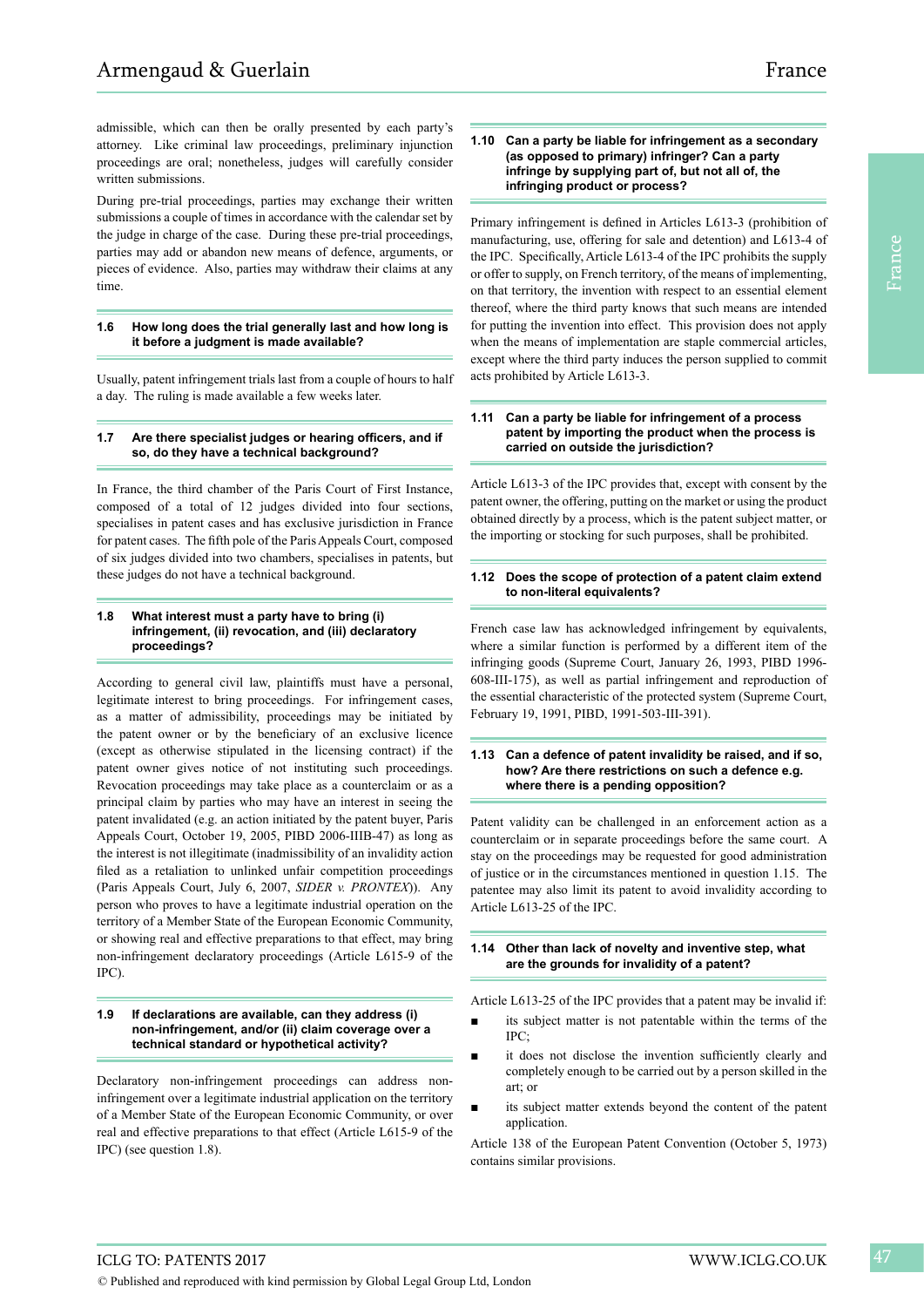admissible, which can then be orally presented by each party's attorney. Like criminal law proceedings, preliminary injunction proceedings are oral; nonetheless, judges will carefully consider written submissions.

During pre-trial proceedings, parties may exchange their written submissions a couple of times in accordance with the calendar set by the judge in charge of the case. During these pre-trial proceedings, parties may add or abandon new means of defence, arguments, or pieces of evidence. Also, parties may withdraw their claims at any time.

### 1.6 How long does the trial generally last and how long is it before a judgment is made available?

Usually, patent infringement trials last from a couple of hours to half a day. The ruling is made available a few weeks later.

### 1.7 Are there specialist judges or hearing officers, and if so, do they have a technical background?

In France, the third chamber of the Paris Court of First Instance, composed of a total of 12 judges divided into four sections, specialises in patent cases and has exclusive jurisdiction in France for patent cases. The fifth pole of the Paris Appeals Court, composed of six judges divided into two chambers, specialises in patents, but these judges do not have a technical background.

### 1.8 What interest must a party have to bring (i) infringement, (ii) revocation, and (iii) declaratory proceedings?

According to general civil law, plaintiffs must have a personal, legitimate interest to bring proceedings. For infringement cases, as a matter of admissibility, proceedings may be initiated by the patent owner or by the beneficiary of an exclusive licence (except as otherwise stipulated in the licensing contract) if the patent owner gives notice of not instituting such proceedings. Revocation proceedings may take place as a counterclaim or as a principal claim by parties who may have an interest in seeing the patent invalidated (e.g. an action initiated by the patent buyer, Paris Appeals Court, October 19, 2005, PIBD 2006-IIIB-47) as long as the interest is not illegitimate (inadmissibility of an invalidity action filed as a retaliation to unlinked unfair competition proceedings (Paris Appeals Court, July 6, 2007, *SIDER v. PRONTEX*)). Any person who proves to have a legitimate industrial operation on the territory of a Member State of the European Economic Community, or showing real and effective preparations to that effect, may bring non-infringement declaratory proceedings (Article L615-9 of the IPC).

### 1.9 If declarations are available, can they address (i) non-infringement, and/or (ii) claim coverage over a technical standard or hypothetical activity?

Declaratory non-infringement proceedings can address non-infringement over a legitimate industrial application on the territory of a Member State of the European Economic Community, or over real and effective preparations to that effect (Article L615-9 of the IPC) (see question 1.8).

### 1.10 Can a party be liable for infringement as a secondary (as opposed to primary) infringer? Can a party infringe by supplying part of, but not all of, the infringing product or process?

Primary infringement is defined in Articles L613-3 (prohibition of manufacturing, use, offering for sale and detention) and L613-4 of the IPC. Specifically, Article L613-4 of the IPC prohibits the supply or offer to supply, on French territory, of the means of implementing, on that territory, the invention with respect to an essential element thereof, where the third party knows that such means are intended for putting the invention into effect. This provision does not apply when the means of implementation are staple commercial articles, except where the third party induces the person supplied to commit acts prohibited by Article L613-3.

### 1.11 Can a party be liable for infringement of a process patent by importing the product when the process is carried on outside the jurisdiction?

Article L613-3 of the IPC provides that, except with consent by the patent owner, the offering, putting on the market or using the product obtained directly by a process, which is the patent subject matter, or the importing or stocking for such purposes, shall be prohibited.

### 1.12 Does the scope of protection of a patent claim extend to non-literal equivalents?

French case law has acknowledged infringement by equivalents, where a similar function is performed by a different item of the infringing goods (Supreme Court, January 26, 1993, PIBD 1996-608-III-175), as well as partial infringement and reproduction of the essential characteristic of the protected system (Supreme Court, February 19, 1991, PIBD, 1991-503-III-391).

### 1.13 Can a defence of patent invalidity be raised, and if so, how? Are there restrictions on such a defence e.g. where there is a pending opposition?

Patent validity can be challenged in an enforcement action as a counterclaim or in separate proceedings before the same court. A stay on the proceedings may be requested for good administration of justice or in the circumstances mentioned in question 1.15. The patentee may also limit its patent to avoid invalidity according to Article L613-25 of the IPC.

### 1.14 Other than lack of novelty and inventive step, what are the grounds for invalidity of a patent?

Article L613-25 of the IPC provides that a patent may be invalid if:

- its subject matter is not patentable within the terms of the IPC;
- it does not disclose the invention sufficiently clearly and completely enough to be carried out by a person skilled in the art; or
- its subject matter extends beyond the content of the patent application.

Article 138 of the European Patent Convention (October 5, 1973) contains similar provisions.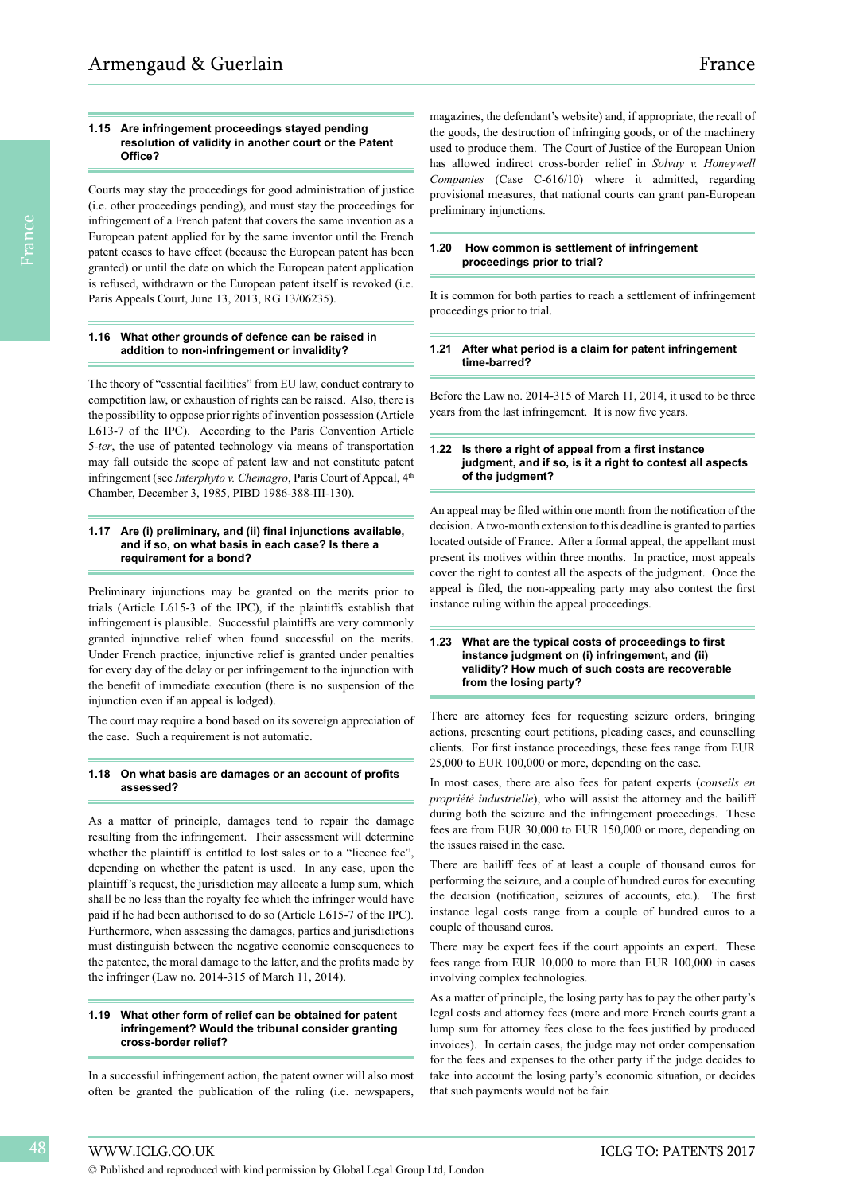### 1.15 Are infringement proceedings stayed pending resolution of validity in another court or the Patent Office?

Courts may stay the proceedings for good administration of justice (i.e. other proceedings pending), and must stay the proceedings for infringement of a French patent that covers the same invention as a European patent applied for by the same inventor until the French patent ceases to have effect (because the European patent has been granted) or until the date on which the European patent application is refused, withdrawn or the European patent itself is revoked (i.e. Paris Appeals Court, June 13, 2013, RG 13/06235).

### 1.16 What other grounds of defence can be raised in addition to non-infringement or invalidity?

The theory of "essential facilities" from EU law, conduct contrary to competition law, or exhaustion of rights can be raised. Also, there is the possibility to oppose prior rights of invention possession (Article L613-7 of the IPC). According to the Paris Convention Article 5-*ter*, the use of patented technology via means of transportation may fall outside the scope of patent law and not constitute patent infringement (see *Interphyto v. Chemagro*, Paris Court of Appeal, 4th Chamber, December 3, 1985, PIBD 1986-388-III-130).

### 1.17 Are (i) preliminary, and (ii) final injunctions available, and if so, on what basis in each case? Is there a requirement for a bond?

Preliminary injunctions may be granted on the merits prior to trials (Article L615-3 of the IPC), if the plaintiffs establish that infringement is plausible. Successful plaintiffs are very commonly granted injunctive relief when found successful on the merits. Under French practice, injunctive relief is granted under penalties for every day of the delay or per infringement to the injunction with the benefit of immediate execution (there is no suspension of the injunction even if an appeal is lodged).

The court may require a bond based on its sovereign appreciation of the case. Such a requirement is not automatic.

### 1.18 On what basis are damages or an account of profits assessed?

As a matter of principle, damages tend to repair the damage resulting from the infringement. Their assessment will determine whether the plaintiff is entitled to lost sales or to a "licence fee", depending on whether the patent is used. In any case, upon the plaintiff's request, the jurisdiction may allocate a lump sum, which shall be no less than the royalty fee which the infringer would have paid if he had been authorised to do so (Article L615-7 of the IPC). Furthermore, when assessing the damages, parties and jurisdictions must distinguish between the negative economic consequences to the patentee, the moral damage to the latter, and the profits made by the infringer (Law no. 2014-315 of March 11, 2014).

### 1.19 What other form of relief can be obtained for patent infringement? Would the tribunal consider granting cross-border relief?

In a successful infringement action, the patent owner will also most often be granted the publication of the ruling (i.e. newspapers, magazines, the defendant's website) and, if appropriate, the recall of the goods, the destruction of infringing goods, or of the machinery used to produce them. The Court of Justice of the European Union has allowed indirect cross-border relief in *Solvay v. Honeywell Companies* (Case C-616/10) where it admitted, regarding provisional measures, that national courts can grant pan-European preliminary injunctions.

### 1.20 How common is settlement of infringement proceedings prior to trial?

It is common for both parties to reach a settlement of infringement proceedings prior to trial.

### 1.21 After what period is a claim for patent infringement time-barred?

Before the Law no. 2014-315 of March 11, 2014, it used to be three years from the last infringement. It is now five years.

### 1.22 Is there a right of appeal from a first instance judgment, and if so, is it a right to contest all aspects of the judgment?

An appeal may be filed within one month from the notification of the decision. A two-month extension to this deadline is granted to parties located outside of France. After a formal appeal, the appellant must present its motives within three months. In practice, most appeals cover the right to contest all the aspects of the judgment. Once the appeal is filed, the non-appealing party may also contest the first instance ruling within the appeal proceedings.

### 1.23 What are the typical costs of proceedings to first instance judgment on (i) infringement, and (ii) validity? How much of such costs are recoverable from the losing party?

There are attorney fees for requesting seizure orders, bringing actions, presenting court petitions, pleading cases, and counselling clients. For first instance proceedings, these fees range from EUR 25,000 to EUR 100,000 or more, depending on the case.

In most cases, there are also fees for patent experts (*conseils en propriété industrielle*), who will assist the attorney and the bailiff during both the seizure and the infringement proceedings. These fees are from EUR 30,000 to EUR 150,000 or more, depending on the issues raised in the case.

There are bailiff fees of at least a couple of thousand euros for performing the seizure, and a couple of hundred euros for executing the decision (notification, seizures of accounts, etc.). The first instance legal costs range from a couple of hundred euros to a couple of thousand euros.

There may be expert fees if the court appoints an expert. These fees range from EUR 10,000 to more than EUR 100,000 in cases involving complex technologies.

As a matter of principle, the losing party has to pay the other party's legal costs and attorney fees (more and more French courts grant a lump sum for attorney fees close to the fees justified by produced invoices). In certain cases, the judge may not order compensation for the fees and expenses to the other party if the judge decides to take into account the losing party's economic situation, or decides that such payments would not be fair.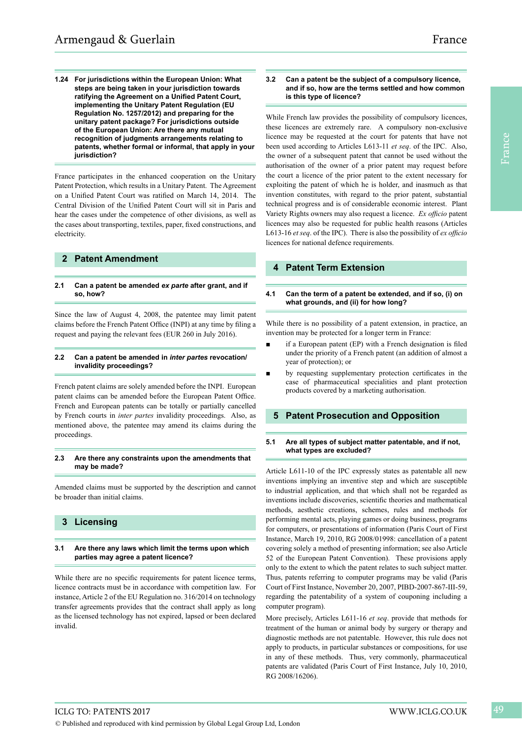**1.24 For jurisdictions within the European Union: What steps are being taken in your jurisdiction towards ratifying the Agreement on a Unified Patent Court, implementing the Unitary Patent Regulation (EU Regulation No. 1257/2012) and preparing for the unitary patent package? For jurisdictions outside of the European Union: Are there any mutual recognition of judgments arrangements relating to patents, whether formal or informal, that apply in your jurisdiction?**

France participates in the enhanced cooperation on the Unitary Patent Protection, which results in a Unitary Patent. The Agreement on a Unified Patent Court was ratified on March 14, 2014. The Central Division of the Unified Patent Court will sit in Paris and hear the cases under the competence of other divisions, as well as the cases about transporting, textiles, paper, fixed constructions, and electricity.

## 2 Patent Amendment

**2.1 Can a patent be amended *ex parte* after grant, and if so, how?**

Since the law of August 4, 2008, the patentee may limit patent claims before the French Patent Office (INPI) at any time by filing a request and paying the relevant fees (EUR 260 in July 2016).

**2.2 Can a patent be amended in *inter partes* revocation/invalidity proceedings?**

French patent claims are solely amended before the INPI. European patent claims can be amended before the European Patent Office. French and European patents can be totally or partially cancelled by French courts in *inter partes* invalidity proceedings. Also, as mentioned above, the patentee may amend its claims during the proceedings.

**2.3 Are there any constraints upon the amendments that may be made?**

Amended claims must be supported by the description and cannot be broader than initial claims.

## 3 Licensing

**3.1 Are there any laws which limit the terms upon which parties may agree a patent licence?**

While there are no specific requirements for patent licence terms, licence contracts must be in accordance with competition law. For instance, Article 2 of the EU Regulation no. 316/2014 on technology transfer agreements provides that the contract shall apply as long as the licensed technology has not expired, lapsed or been declared invalid.

**3.2 Can a patent be the subject of a compulsory licence, and if so, how are the terms settled and how common is this type of licence?**

While French law provides the possibility of compulsory licences, these licences are extremely rare. A compulsory non-exclusive licence may be requested at the court for patents that have not been used according to Articles L613-11 *et seq*. of the IPC. Also, the owner of a subsequent patent that cannot be used without the authorisation of the owner of a prior patent may request before the court a licence of the prior patent to the extent necessary for exploiting the patent of which he is holder, and inasmuch as that invention constitutes, with regard to the prior patent, substantial technical progress and is of considerable economic interest. Plant Variety Rights owners may also request a licence. *Ex officio* patent licences may also be requested for public health reasons (Articles L613-16 *et seq*. of the IPC). There is also the possibility of *ex officio* licences for national defence requirements.

## 4 Patent Term Extension

**4.1 Can the term of a patent be extended, and if so, (i) on what grounds, and (ii) for how long?**

While there is no possibility of a patent extension, in practice, an invention may be protected for a longer term in France:

- if a European patent (EP) with a French designation is filed under the priority of a French patent (an addition of almost a year of protection); or
- by requesting supplementary protection certificates in the case of pharmaceutical specialities and plant protection products covered by a marketing authorisation.

## 5 Patent Prosecution and Opposition

**5.1 Are all types of subject matter patentable, and if not, what types are excluded?**

Article L611-10 of the IPC expressly states as patentable all new inventions implying an inventive step and which are susceptible to industrial application, and that which shall not be regarded as inventions include discoveries, scientific theories and mathematical methods, aesthetic creations, schemes, rules and methods for performing mental acts, playing games or doing business, programs for computers, or presentations of information (Paris Court of First Instance, March 19, 2010, RG 2008/01998: cancellation of a patent covering solely a method of presenting information; see also Article 52 of the European Patent Convention). These provisions apply only to the extent to which the patent relates to such subject matter. Thus, patents referring to computer programs may be valid (Paris Court of First Instance, November 20, 2007, PIBD-2007-867-III-59, regarding the patentability of a system of couponing including a computer program).

More precisely, Articles L611-16 *et seq*. provide that methods for treatment of the human or animal body by surgery or therapy and diagnostic methods are not patentable. However, this rule does not apply to products, in particular substances or compositions, for use in any of these methods. Thus, very commonly, pharmaceutical patents are validated (Paris Court of First Instance, July 10, 2010, RG 2008/16206).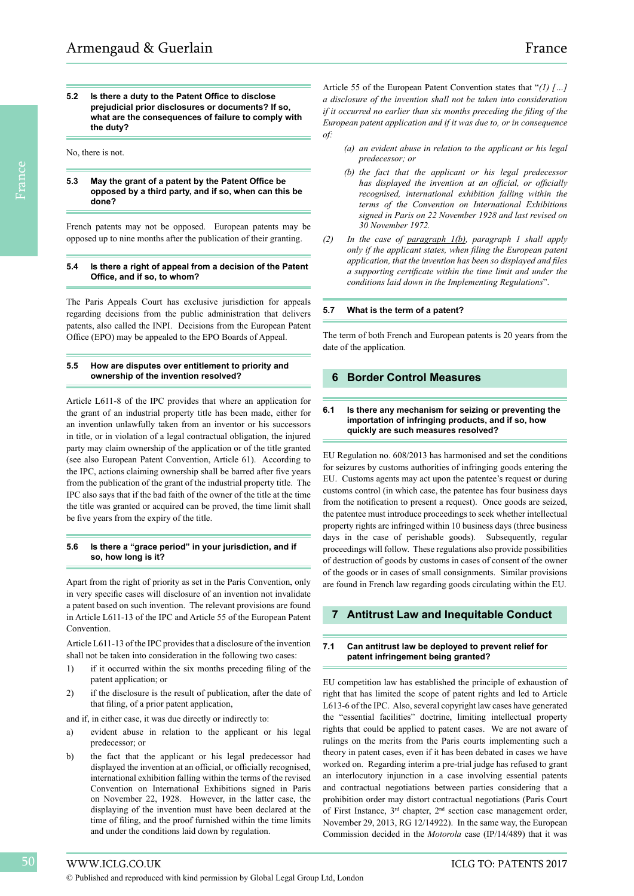### 5.2 Is there a duty to the Patent Office to disclose prejudicial prior disclosures or documents? If so, what are the consequences of failure to comply with the duty?

No, there is not.

### 5.3 May the grant of a patent by the Patent Office be opposed by a third party, and if so, when can this be done?

French patents may not be opposed. European patents may be opposed up to nine months after the publication of their granting.

### 5.4 Is there a right of appeal from a decision of the Patent Office, and if so, to whom?

The Paris Appeals Court has exclusive jurisdiction for appeals regarding decisions from the public administration that delivers patents, also called the INPI. Decisions from the European Patent Office (EPO) may be appealed to the EPO Boards of Appeal.

### 5.5 How are disputes over entitlement to priority and ownership of the invention resolved?

Article L611-8 of the IPC provides that where an application for the grant of an industrial property title has been made, either for an invention unlawfully taken from an inventor or his successors in title, or in violation of a legal contractual obligation, the injured party may claim ownership of the application or of the title granted (see also European Patent Convention, Article 61). According to the IPC, actions claiming ownership shall be barred after five years from the publication of the grant of the industrial property title. The IPC also says that if the bad faith of the owner of the title at the time the title was granted or acquired can be proved, the time limit shall be five years from the expiry of the title.

### 5.6 Is there a "grace period" in your jurisdiction, and if so, how long is it?

Apart from the right of priority as set in the Paris Convention, only in very specific cases will disclosure of an invention not invalidate a patent based on such invention. The relevant provisions are found in Article L611-13 of the IPC and Article 55 of the European Patent Convention.

Article L611-13 of the IPC provides that a disclosure of the invention shall not be taken into consideration in the following two cases:

1) if it occurred within the six months preceding filing of the patent application; or
2) if the disclosure is the result of publication, after the date of that filing, of a prior patent application,

and if, in either case, it was due directly or indirectly to:

a) evident abuse in relation to the applicant or his legal predecessor; or
b) the fact that the applicant or his legal predecessor had displayed the invention at an official, or officially recognised, international exhibition falling within the terms of the revised Convention on International Exhibitions signed in Paris on November 22, 1928. However, in the latter case, the displaying of the invention must have been declared at the time of filing, and the proof furnished within the time limits and under the conditions laid down by regulation.

Article 55 of the European Patent Convention states that "*(1) […] a disclosure of the invention shall not be taken into consideration if it occurred no earlier than six months preceding the filing of the European patent application and if it was due to, or in consequence of:*

> *(a) an evident abuse in relation to the applicant or his legal predecessor; or*
>
> *(b) the fact that the applicant or his legal predecessor has displayed the invention at an official, or officially recognised, international exhibition falling within the terms of the Convention on International Exhibitions signed in Paris on 22 November 1928 and last revised on 30 November 1972.*

*(2) In the case of paragraph 1(b), paragraph 1 shall apply only if the applicant states, when filing the European patent application, that the invention has been so displayed and files a supporting certificate within the time limit and under the conditions laid down in the Implementing Regulations*".

### 5.7 What is the term of a patent?

The term of both French and European patents is 20 years from the date of the application.

## 6 Border Control Measures

### 6.1 Is there any mechanism for seizing or preventing the importation of infringing products, and if so, how quickly are such measures resolved?

EU Regulation no. 608/2013 has harmonised and set the conditions for seizures by customs authorities of infringing goods entering the EU. Customs agents may act upon the patentee's request or during customs control (in which case, the patentee has four business days from the notification to present a request). Once goods are seized, the patentee must introduce proceedings to seek whether intellectual property rights are infringed within 10 business days (three business days in the case of perishable goods). Subsequently, regular proceedings will follow. These regulations also provide possibilities of destruction of goods by customs in cases of consent of the owner of the goods or in cases of small consignments. Similar provisions are found in French law regarding goods circulating within the EU.

## 7 Antitrust Law and Inequitable Conduct

### 7.1 Can antitrust law be deployed to prevent relief for patent infringement being granted?

EU competition law has established the principle of exhaustion of right that has limited the scope of patent rights and led to Article L613-6 of the IPC. Also, several copyright law cases have generated the "essential facilities" doctrine, limiting intellectual property rights that could be applied to patent cases. We are not aware of rulings on the merits from the Paris courts implementing such a theory in patent cases, even if it has been debated in cases we have worked on. Regarding interim a pre-trial judge has refused to grant an interlocutory injunction in a case involving essential patents and contractual negotiations between parties considering that a prohibition order may distort contractual negotiations (Paris Court of First Instance, 3rd chapter, 2nd section case management order, November 29, 2013, RG 12/14922). In the same way, the European Commission decided in the *Motorola* case (IP/14/489) that it was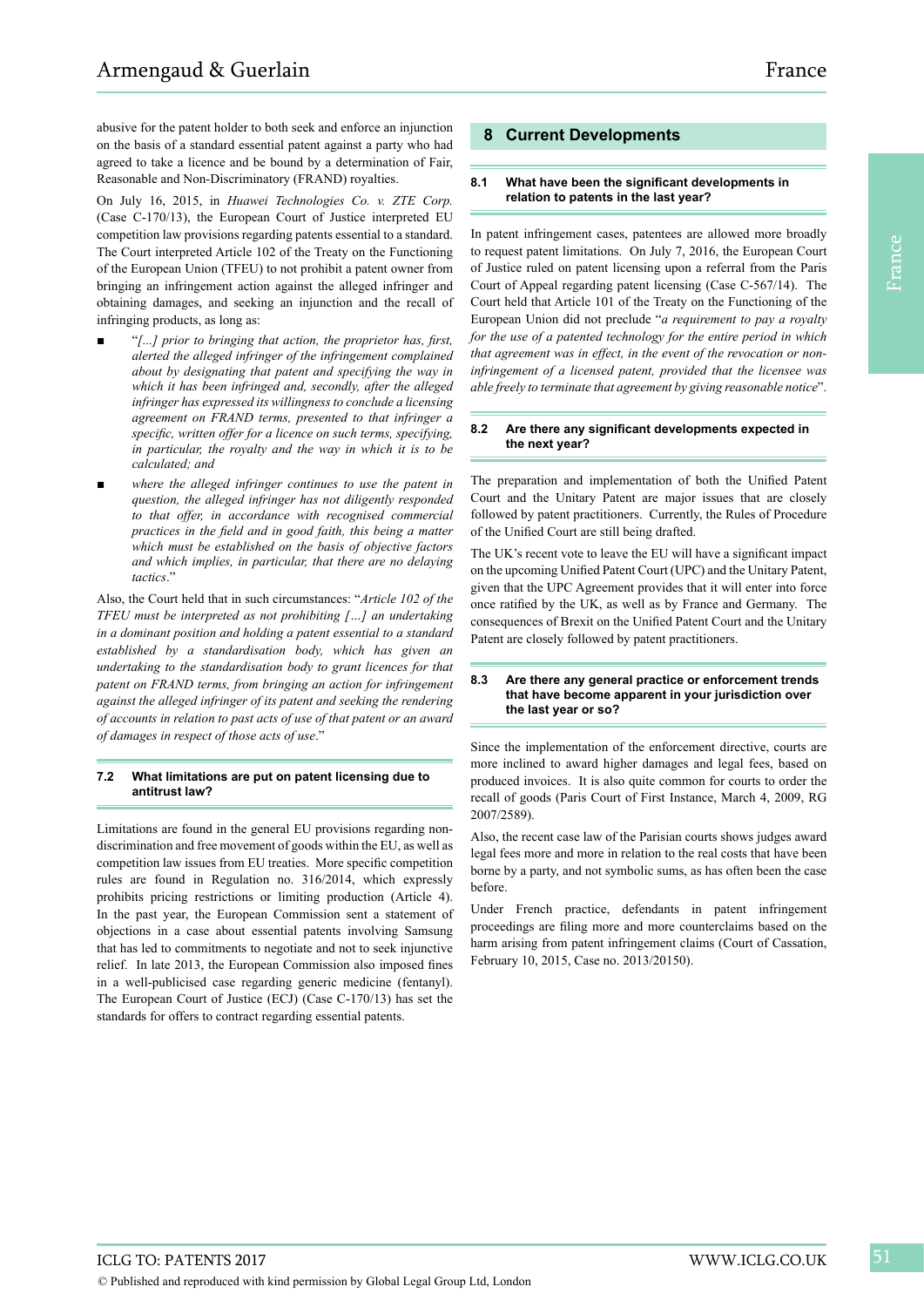abusive for the patent holder to both seek and enforce an injunction on the basis of a standard essential patent against a party who had agreed to take a licence and be bound by a determination of Fair, Reasonable and Non-Discriminatory (FRAND) royalties.

On July 16, 2015, in *Huawei Technologies Co. v. ZTE Corp.* (Case C-170/13), the European Court of Justice interpreted EU competition law provisions regarding patents essential to a standard. The Court interpreted Article 102 of the Treaty on the Functioning of the European Union (TFEU) to not prohibit a patent owner from bringing an infringement action against the alleged infringer and obtaining damages, and seeking an injunction and the recall of infringing products, as long as:

- "*[...] prior to bringing that action, the proprietor has, first, alerted the alleged infringer of the infringement complained about by designating that patent and specifying the way in which it has been infringed and, secondly, after the alleged infringer has expressed its willingness to conclude a licensing agreement on FRAND terms, presented to that infringer a specific, written offer for a licence on such terms, specifying, in particular, the royalty and the way in which it is to be calculated; and*
- *where the alleged infringer continues to use the patent in question, the alleged infringer has not diligently responded to that offer, in accordance with recognised commercial practices in the field and in good faith, this being a matter which must be established on the basis of objective factors and which implies, in particular, that there are no delaying tactics*."

Also, the Court held that in such circumstances: "*Article 102 of the TFEU must be interpreted as not prohibiting […] an undertaking in a dominant position and holding a patent essential to a standard established by a standardisation body, which has given an undertaking to the standardisation body to grant licences for that patent on FRAND terms, from bringing an action for infringement against the alleged infringer of its patent and seeking the rendering of accounts in relation to past acts of use of that patent or an award of damages in respect of those acts of use*."

### 7.2 What limitations are put on patent licensing due to antitrust law?

Limitations are found in the general EU provisions regarding non-discrimination and free movement of goods within the EU, as well as competition law issues from EU treaties. More specific competition rules are found in Regulation no. 316/2014, which expressly prohibits pricing restrictions or limiting production (Article 4). In the past year, the European Commission sent a statement of objections in a case about essential patents involving Samsung that has led to commitments to negotiate and not to seek injunctive relief. In late 2013, the European Commission also imposed fines in a well-publicised case regarding generic medicine (fentanyl). The European Court of Justice (ECJ) (Case C-170/13) has set the standards for offers to contract regarding essential patents.

## 8 Current Developments

### 8.1 What have been the significant developments in relation to patents in the last year?

In patent infringement cases, patentees are allowed more broadly to request patent limitations. On July 7, 2016, the European Court of Justice ruled on patent licensing upon a referral from the Paris Court of Appeal regarding patent licensing (Case C-567/14). The Court held that Article 101 of the Treaty on the Functioning of the European Union did not preclude "*a requirement to pay a royalty for the use of a patented technology for the entire period in which that agreement was in effect, in the event of the revocation or non-infringement of a licensed patent, provided that the licensee was able freely to terminate that agreement by giving reasonable notice*".

### 8.2 Are there any significant developments expected in the next year?

The preparation and implementation of both the Unified Patent Court and the Unitary Patent are major issues that are closely followed by patent practitioners. Currently, the Rules of Procedure of the Unified Court are still being drafted.

The UK's recent vote to leave the EU will have a significant impact on the upcoming Unified Patent Court (UPC) and the Unitary Patent, given that the UPC Agreement provides that it will enter into force once ratified by the UK, as well as by France and Germany. The consequences of Brexit on the Unified Patent Court and the Unitary Patent are closely followed by patent practitioners.

### 8.3 Are there any general practice or enforcement trends that have become apparent in your jurisdiction over the last year or so?

Since the implementation of the enforcement directive, courts are more inclined to award higher damages and legal fees, based on produced invoices. It is also quite common for courts to order the recall of goods (Paris Court of First Instance, March 4, 2009, RG 2007/2589).

Also, the recent case law of the Parisian courts shows judges award legal fees more and more in relation to the real costs that have been borne by a party, and not symbolic sums, as has often been the case before.

Under French practice, defendants in patent infringement proceedings are filing more and more counterclaims based on the harm arising from patent infringement claims (Court of Cassation, February 10, 2015, Case no. 2013/20150).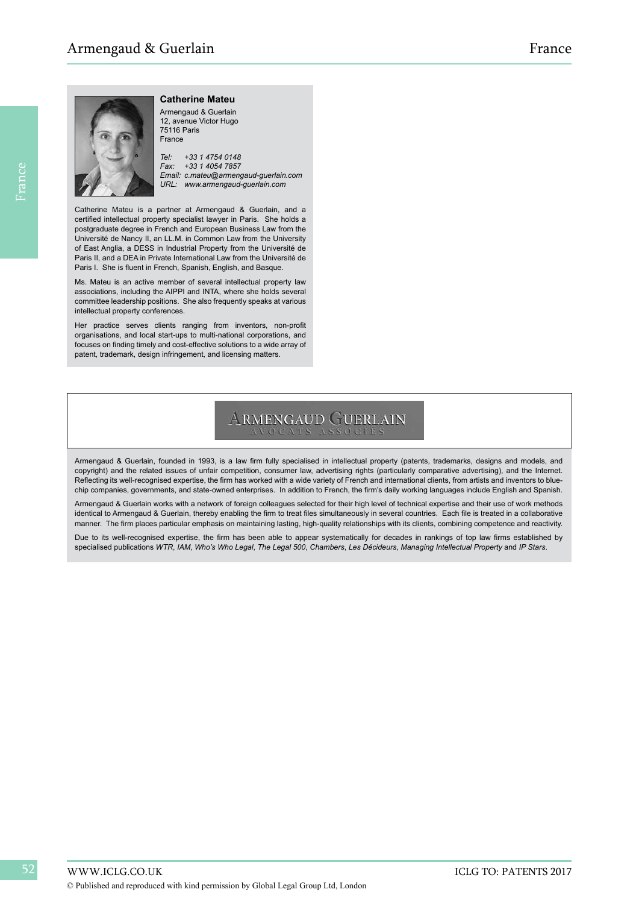### Catherine Mateu

Armengaud & Guerlain
12, avenue Victor Hugo
75116 Paris
France

*Tel: +33 1 4754 0148*
*Fax: +33 1 4054 7857*
*Email: c.mateu@armengaud-guerlain.com*
*URL: www.armengaud-guerlain.com*

Catherine Mateu is a partner at Armengaud & Guerlain, and a certified intellectual property specialist lawyer in Paris. She holds a postgraduate degree in French and European Business Law from the Université de Nancy II, an LL.M. in Common Law from the University of East Anglia, a DESS in Industrial Property from the Université de Paris II, and a DEA in Private International Law from the Université de Paris I. She is fluent in French, Spanish, English, and Basque.

Ms. Mateu is an active member of several intellectual property law associations, including the AIPPI and INTA, where she holds several committee leadership positions. She also frequently speaks at various intellectual property conferences.

Her practice serves clients ranging from inventors, non-profit organisations, and local start-ups to multi-national corporations, and focuses on finding timely and cost-effective solutions to a wide array of patent, trademark, design infringement, and licensing matters.

ARMENGAUD GUERLAIN
AVOCATS ASSOCIÉS

Armengaud & Guerlain, founded in 1993, is a law firm fully specialised in intellectual property (patents, trademarks, designs and models, and copyright) and the related issues of unfair competition, consumer law, advertising rights (particularly comparative advertising), and the Internet. Reflecting its well-recognised expertise, the firm has worked with a wide variety of French and international clients, from artists and inventors to blue-chip companies, governments, and state-owned enterprises. In addition to French, the firm's daily working languages include English and Spanish.

Armengaud & Guerlain works with a network of foreign colleagues selected for their high level of technical expertise and their use of work methods identical to Armengaud & Guerlain, thereby enabling the firm to treat files simultaneously in several countries. Each file is treated in a collaborative manner. The firm places particular emphasis on maintaining lasting, high-quality relationships with its clients, combining competence and reactivity.

Due to its well-recognised expertise, the firm has been able to appear systematically for decades in rankings of top law firms established by specialised publications *WTR*, *IAM*, *Who's Who Legal*, *The Legal 500*, *Chambers*, *Les Décideurs*, *Managing Intellectual Property* and *IP Stars*.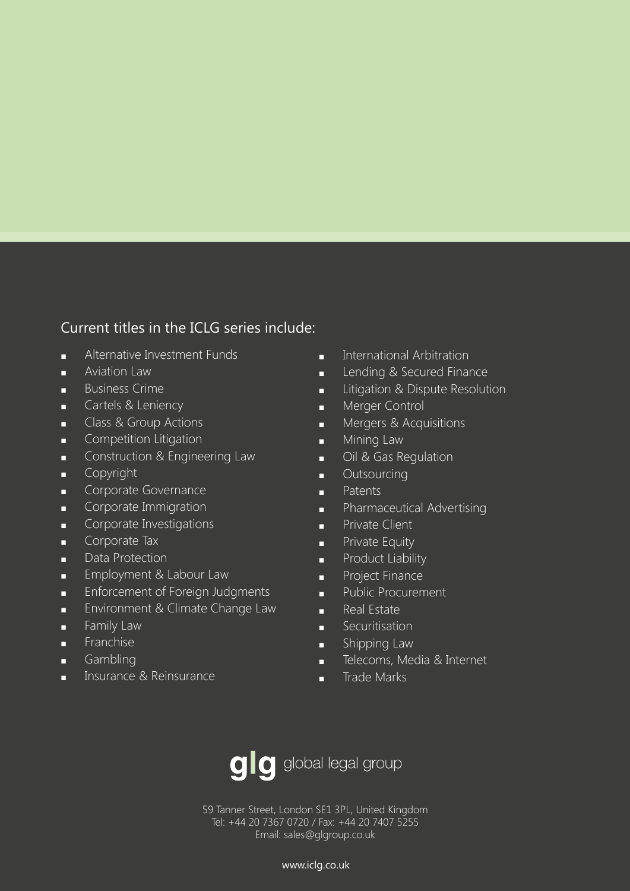Current titles in the ICLG series include:

- Alternative Investment Funds
- Aviation Law
- Business Crime
- Cartels & Leniency
- Class & Group Actions
- Competition Litigation
- Construction & Engineering Law
- Copyright
- Corporate Governance
- Corporate Immigration
- Corporate Investigations
- Corporate Tax
- Data Protection
- Employment & Labour Law
- Enforcement of Foreign Judgments
- Environment & Climate Change Law
- Family Law
- Franchise
- Gambling
- Insurance & Reinsurance
- International Arbitration
- Lending & Secured Finance
- Litigation & Dispute Resolution
- Merger Control
- Mergers & Acquisitions
- Mining Law
- Oil & Gas Regulation
- Outsourcing
- Patents
- Pharmaceutical Advertising
- Private Client
- Private Equity
- Product Liability
- Project Finance
- Public Procurement
- Real Estate
- Securitisation
- Shipping Law
- Telecoms, Media & Internet
- Trade Marks

glg global legal group

59 Tanner Street, London SE1 3PL, United Kingdom
Tel: +44 20 7367 0720 / Fax: +44 20 7407 5255
Email: sales@glgroup.co.uk

www.iclg.co.uk